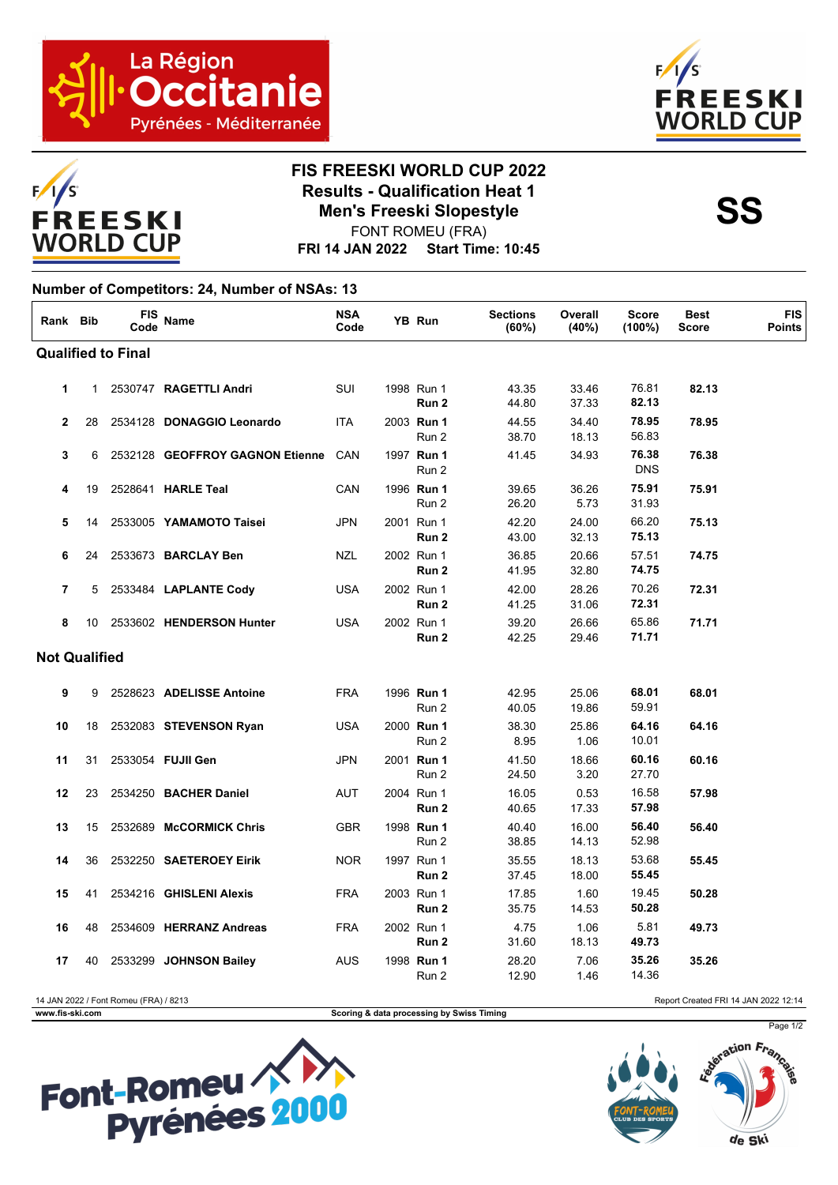# FIS FREESKI WORLD CUP 2022

## Results - Qualification Heat 1

## Men's Freeski Slopestyle

FONT ROMEU (FRA)

**FRI 14 JAN 2022 Start Time: 10:45**

**SS**

**Number of Competitors: 24, Number of NSAs: 13**

| Rank | Bib | FIS Code | Name | NSA Code | YB | Run | Sections (60%) | Overall (40%) | Score (100%) | Best Score | FIS Points |
|---|---|---|---|---|---|---|---|---|---|---|---|
| **Qualified to Final** | | | | | | | | | | | |
| **1** | 1 | 2530747 | **RAGETTLI Andri** | SUI | 1998 | Run 1 | 43.35 | 33.46 | 76.81 | **82.13** | |
| | | | | | | **Run 2** | 44.80 | 37.33 | **82.13** | | |
| **2** | 28 | 2534128 | **DONAGGIO Leonardo** | ITA | 2003 | **Run 1** | 44.55 | 34.40 | **78.95** | **78.95** | |
| | | | | | | Run 2 | 38.70 | 18.13 | 56.83 | | |
| **3** | 6 | 2532128 | **GEOFFROY GAGNON Etienne** | CAN | 1997 | **Run 1** | 41.45 | 34.93 | **76.38** | **76.38** | |
| | | | | | | Run 2 | | | DNS | | |
| **4** | 19 | 2528641 | **HARLE Teal** | CAN | 1996 | **Run 1** | 39.65 | 36.26 | **75.91** | **75.91** | |
| | | | | | | Run 2 | 26.20 | 5.73 | 31.93 | | |
| **5** | 14 | 2533005 | **YAMAMOTO Taisei** | JPN | 2001 | Run 1 | 42.20 | 24.00 | 66.20 | **75.13** | |
| | | | | | | **Run 2** | 43.00 | 32.13 | **75.13** | | |
| **6** | 24 | 2533673 | **BARCLAY Ben** | NZL | 2002 | Run 1 | 36.85 | 20.66 | 57.51 | **74.75** | |
| | | | | | | **Run 2** | 41.95 | 32.80 | **74.75** | | |
| **7** | 5 | 2533484 | **LAPLANTE Cody** | USA | 2002 | Run 1 | 42.00 | 28.26 | 70.26 | **72.31** | |
| | | | | | | **Run 2** | 41.25 | 31.06 | **72.31** | | |
| **8** | 10 | 2533602 | **HENDERSON Hunter** | USA | 2002 | Run 1 | 39.20 | 26.66 | 65.86 | **71.71** | |
| | | | | | | **Run 2** | 42.25 | 29.46 | **71.71** | | |
| **Not Qualified** | | | | | | | | | | | |
| **9** | 9 | 2528623 | **ADELISSE Antoine** | FRA | 1996 | **Run 1** | 42.95 | 25.06 | **68.01** | **68.01** | |
| | | | | | | Run 2 | 40.05 | 19.86 | 59.91 | | |
| **10** | 18 | 2532083 | **STEVENSON Ryan** | USA | 2000 | **Run 1** | 38.30 | 25.86 | **64.16** | **64.16** | |
| | | | | | | Run 2 | 8.95 | 1.06 | 10.01 | | |
| **11** | 31 | 2533054 | **FUJII Gen** | JPN | 2001 | **Run 1** | 41.50 | 18.66 | **60.16** | **60.16** | |
| | | | | | | Run 2 | 24.50 | 3.20 | 27.70 | | |
| **12** | 23 | 2534250 | **BACHER Daniel** | AUT | 2004 | Run 1 | 16.05 | 0.53 | 16.58 | **57.98** | |
| | | | | | | **Run 2** | 40.65 | 17.33 | **57.98** | | |
| **13** | 15 | 2532689 | **McCORMICK Chris** | GBR | 1998 | **Run 1** | 40.40 | 16.00 | **56.40** | **56.40** | |
| | | | | | | Run 2 | 38.85 | 14.13 | 52.98 | | |
| **14** | 36 | 2532250 | **SAETEROEY Eirik** | NOR | 1997 | Run 1 | 35.55 | 18.13 | 53.68 | **55.45** | |
| | | | | | | **Run 2** | 37.45 | 18.00 | **55.45** | | |
| **15** | 41 | 2534216 | **GHISLENI Alexis** | FRA | 2003 | Run 1 | 17.85 | 1.60 | 19.45 | **50.28** | |
| | | | | | | **Run 2** | 35.75 | 14.53 | **50.28** | | |
| **16** | 48 | 2534609 | **HERRANZ Andreas** | FRA | 2002 | Run 1 | 4.75 | 1.06 | 5.81 | **49.73** | |
| | | | | | | **Run 2** | 31.60 | 18.13 | **49.73** | | |
| **17** | 40 | 2533299 | **JOHNSON Bailey** | AUS | 1998 | **Run 1** | 28.20 | 7.06 | **35.26** | **35.26** | |
| | | | | | | Run 2 | 12.90 | 1.46 | 14.36 | | |

14 JAN 2022 / Font Romeu (FRA) / 8213

Report Created FRI 14 JAN 2022 12:14

www.fis-ski.com

Scoring & data processing by Swiss Timing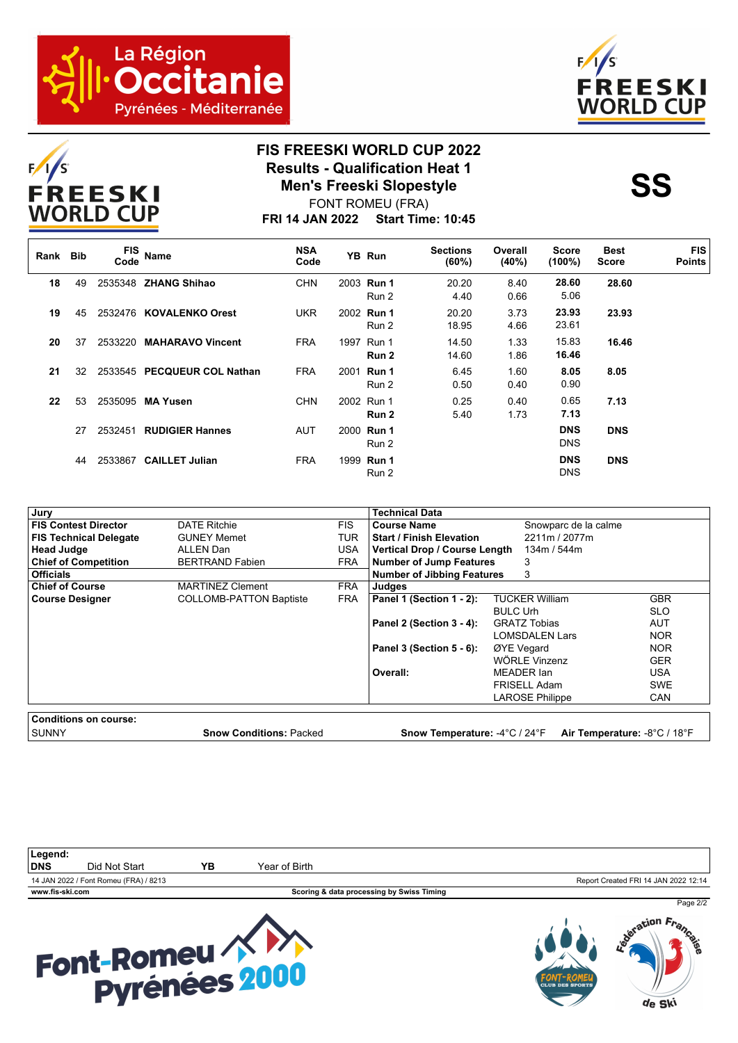# FIS FREESKI WORLD CUP 2022

## Results - Qualification Heat 1

## Men's Freeski Slopestyle

FONT ROMEU (FRA)

**FRI 14 JAN 2022 Start Time: 10:45**

**SS**

| Rank | Bib | FIS Code | Name | NSA Code | YB | Run | Sections (60%) | Overall (40%) | Score (100%) | Best Score | FIS Points |
|---|---|---|---|---|---|---|---|---|---|---|---|
| **18** | 49 | 2535348 | **ZHANG Shihao** | CHN | 2003 | **Run 1** | 20.20 | 8.40 | **28.60** | **28.60** | |
| | | | | | | Run 2 | 4.40 | 0.66 | 5.06 | | |
| **19** | 45 | 2532476 | **KOVALENKO Orest** | UKR | 2002 | **Run 1** | 20.20 | 3.73 | **23.93** | **23.93** | |
| | | | | | | Run 2 | 18.95 | 4.66 | 23.61 | | |
| **20** | 37 | 2533220 | **MAHARAVO Vincent** | FRA | 1997 | Run 1 | 14.50 | 1.33 | 15.83 | **16.46** | |
| | | | | | | **Run 2** | 14.60 | 1.86 | **16.46** | | |
| **21** | 32 | 2533545 | **PECQUEUR COL Nathan** | FRA | 2001 | **Run 1** | 6.45 | 1.60 | **8.05** | **8.05** | |
| | | | | | | Run 2 | 0.50 | 0.40 | 0.90 | | |
| **22** | 53 | 2535095 | **MA Yusen** | CHN | 2002 | Run 1 | 0.25 | 0.40 | 0.65 | **7.13** | |
| | | | | | | **Run 2** | 5.40 | 1.73 | **7.13** | | |
| | 27 | 2532451 | **RUDIGIER Hannes** | AUT | 2000 | **Run 1** | | | **DNS** | **DNS** | |
| | | | | | | Run 2 | | | DNS | | |
| | 44 | 2533867 | **CAILLET Julian** | FRA | 1999 | **Run 1** | | | **DNS** | **DNS** | |
| | | | | | | Run 2 | | | DNS | | |

| Jury | | |
|---|---|---|
| **FIS Contest Director** | DATE Ritchie | FIS |
| **FIS Technical Delegate** | GUNEY Memet | TUR |
| **Head Judge** | ALLEN Dan | USA |
| **Chief of Competition** | BERTRAND Fabien | FRA |
| **Officials** | | |
| **Chief of Course** | MARTINEZ Clement | FRA |
| **Course Designer** | COLLOMB-PATTON Baptiste | FRA |

| Technical Data | |
|---|---|
| **Course Name** | Snowparc de la calme |
| **Start / Finish Elevation** | 2211m / 2077m |
| **Vertical Drop / Course Length** | 134m / 544m |
| **Number of Jump Features** | 3 |
| **Number of Jibbing Features** | 3 |

| Judges | | |
|---|---|---|
| **Panel 1 (Section 1 - 2):** | TUCKER William | GBR |
| | BULC Urh | SLO |
| **Panel 2 (Section 3 - 4):** | GRATZ Tobias | AUT |
| | LOMSDALEN Lars | NOR |
| **Panel 3 (Section 5 - 6):** | ØYE Vegard | NOR |
| | WÖRLE Vinzenz | GER |
| **Overall:** | MEADER Ian | USA |
| | FRISELL Adam | SWE |
| | LAROSE Philippe | CAN |

**Conditions on course:**
SUNNY **Snow Conditions:** Packed **Snow Temperature:** -4°C / 24°F **Air Temperature:** -8°C / 18°F

**Legend:**
**DNS** Did Not Start **YB** Year of Birth

14 JAN 2022 / Font Romeu (FRA) / 8213 — Report Created FRI 14 JAN 2022 12:14

www.fis-ski.com — Scoring & data processing by Swiss Timing